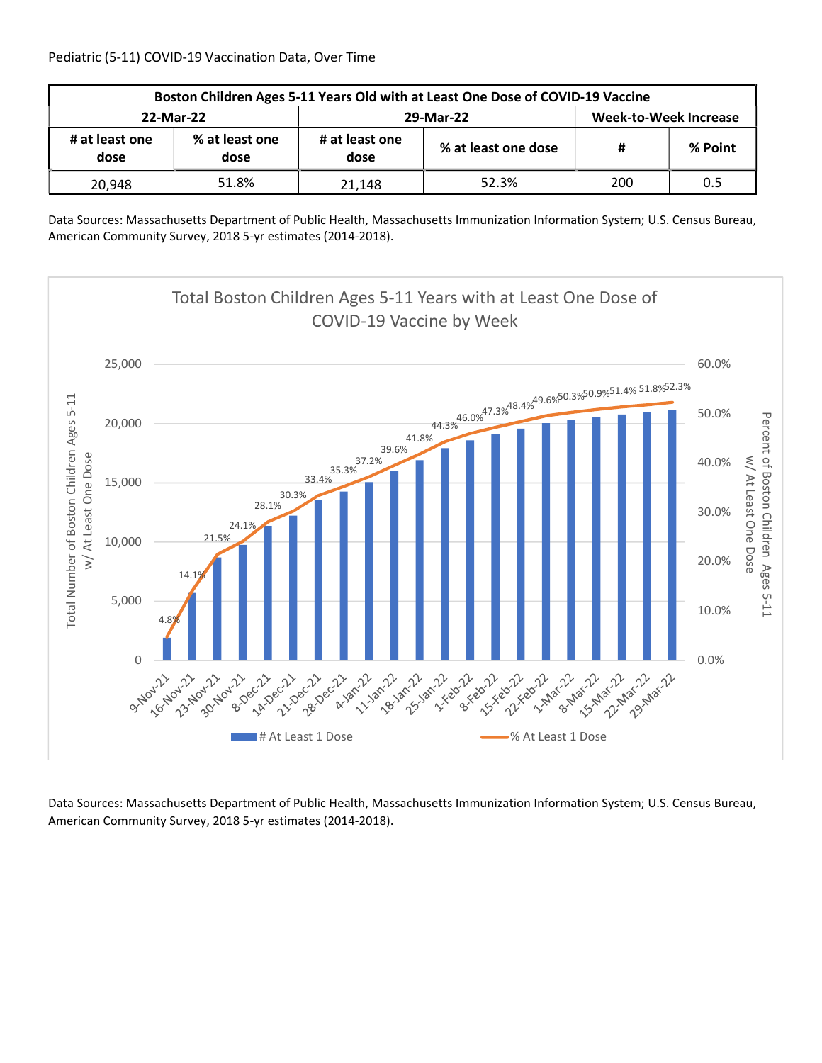Pediatric (5-11) COVID-19 Vaccination Data, Over Time

| Boston Children Ages 5-11 Years Old with at Least One Dose of COVID-19 Vaccine | | | | | |
|---|---|---|---|---|---|
| 22-Mar-22 | | 29-Mar-22 | | Week-to-Week Increase | |
| # at least one dose | % at least one dose | # at least one dose | % at least one dose | # | % Point |
| 20,948 | 51.8% | 21,148 | 52.3% | 200 | 0.5 |

Data Sources: Massachusetts Department of Public Health, Massachusetts Immunization Information System; U.S. Census Bureau, American Community Survey, 2018 5-yr estimates (2014-2018).

Total Boston Children Ages 5-11 Years with at Least One Dose of COVID-19 Vaccine by Week

| Week | % At Least 1 Dose |
|---|---|
| 9-Nov-21 | 4.8% |
| 16-Nov-21 | 14.1% |
| 23-Nov-21 | 21.5% |
| 30-Nov-21 | 24.1% |
| 8-Dec-21 | 28.1% |
| 14-Dec-21 | 30.3% |
| 21-Dec-21 | 33.4% |
| 28-Dec-21 | 35.3% |
| 4-Jan-22 | 37.2% |
| 11-Jan-22 | 39.6% |
| 18-Jan-22 | 41.8% |
| 25-Jan-22 | 44.3% |
| 1-Feb-22 | 46.0% |
| 8-Feb-22 | 47.3% |
| 15-Feb-22 | 48.4% |
| 22-Feb-22 | 49.6% |
| 1-Mar-22 | 50.3% |
| 8-Mar-22 | 50.9% |
| 15-Mar-22 | 51.4% |
| 22-Mar-22 | 51.8% |
| 29-Mar-22 | 52.3% |

Data Sources: Massachusetts Department of Public Health, Massachusetts Immunization Information System; U.S. Census Bureau, American Community Survey, 2018 5-yr estimates (2014-2018).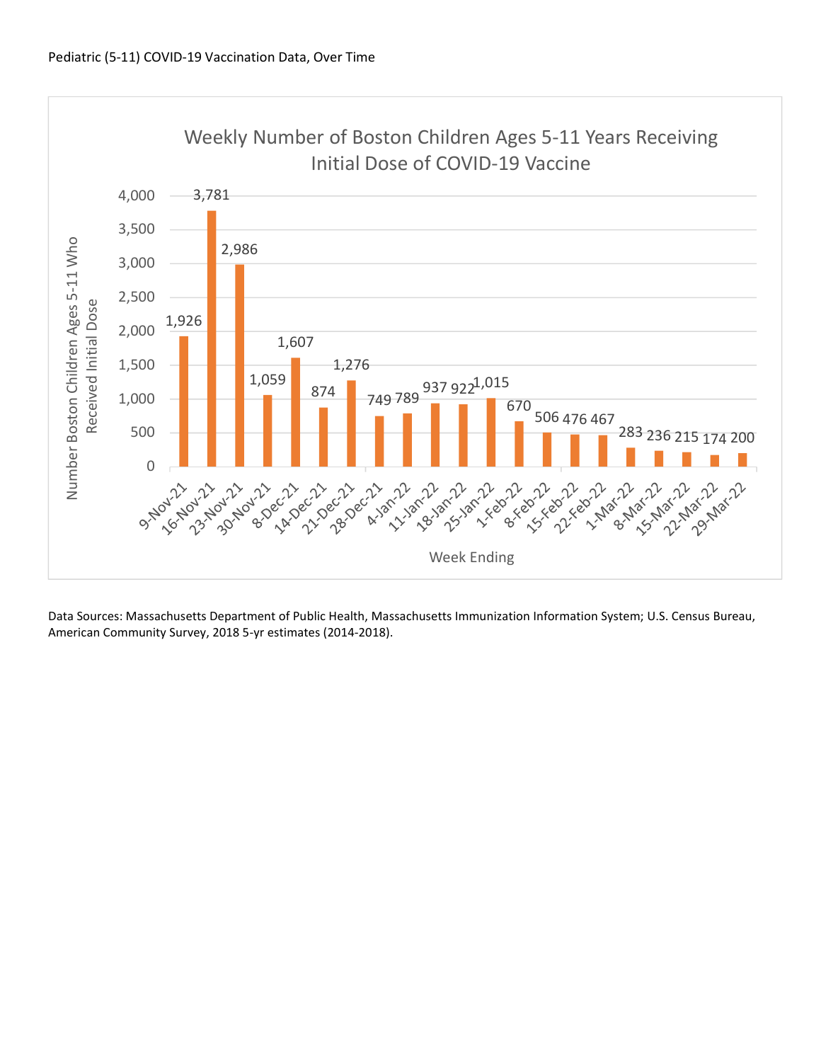Pediatric (5-11) COVID-19 Vaccination Data, Over Time

**Weekly Number of Boston Children Ages 5-11 Years Receiving Initial Dose of COVID-19 Vaccine**

| Week Ending | Number Boston Children Ages 5-11 Who Received Initial Dose |
| --- | --- |
| 9-Nov-21 | 1,926 |
| 16-Nov-21 | 3,781 |
| 23-Nov-21 | 2,986 |
| 30-Nov-21 | 1,059 |
| 8-Dec-21 | 1,607 |
| 14-Dec-21 | 874 |
| 21-Dec-21 | 1,276 |
| 28-Dec-21 | 749 |
| 4-Jan-22 | 789 |
| 11-Jan-22 | 937 |
| 18-Jan-22 | 922 |
| 25-Jan-22 | 1,015 |
| 1-Feb-22 | 670 |
| 8-Feb-22 | 506 |
| 15-Feb-22 | 476 |
| 22-Feb-22 | 467 |
| 1-Mar-22 | 283 |
| 8-Mar-22 | 236 |
| 15-Mar-22 | 215 |
| 22-Mar-22 | 174 |
| 29-Mar-22 | 200 |

Data Sources: Massachusetts Department of Public Health, Massachusetts Immunization Information System; U.S. Census Bureau, American Community Survey, 2018 5-yr estimates (2014-2018).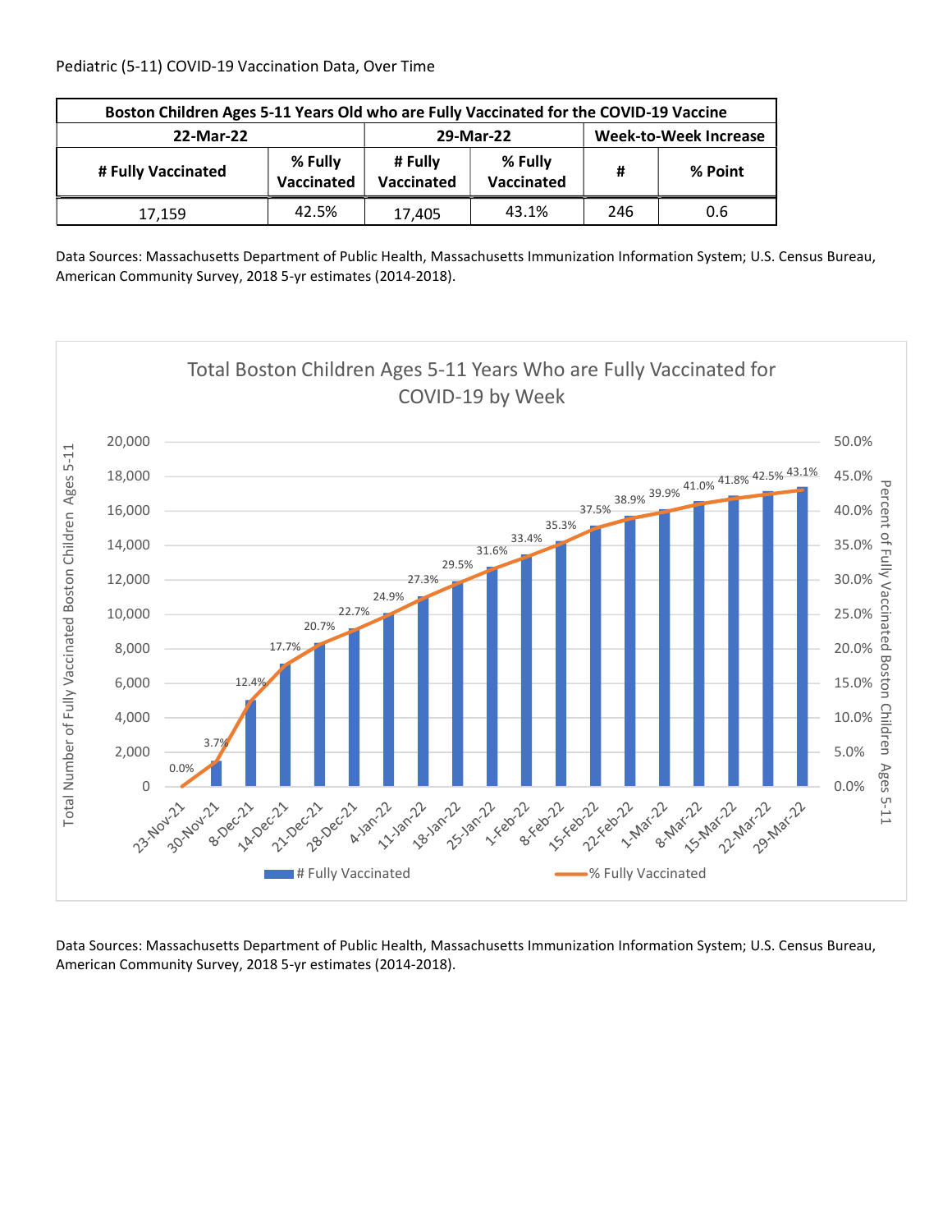Pediatric (5-11) COVID-19 Vaccination Data, Over Time

| Boston Children Ages 5-11 Years Old who are Fully Vaccinated for the COVID-19 Vaccine | | | | | |
|---|---|---|---|---|---|
| 22-Mar-22 | | 29-Mar-22 | | Week-to-Week Increase | |
| # Fully Vaccinated | % Fully Vaccinated | # Fully Vaccinated | % Fully Vaccinated | # | % Point |
| 17,159 | 42.5% | 17,405 | 43.1% | 246 | 0.6 |

Data Sources: Massachusetts Department of Public Health, Massachusetts Immunization Information System; U.S. Census Bureau, American Community Survey, 2018 5-yr estimates (2014-2018).

Total Boston Children Ages 5-11 Years Who are Fully Vaccinated for COVID-19 by Week

| Week | % Fully Vaccinated |
|---|---|
| 23-Nov-21 | 0.0% |
| 30-Nov-21 | 3.7% |
| 8-Dec-21 | 12.4% |
| 14-Dec-21 | 17.7% |
| 21-Dec-21 | 20.7% |
| 28-Dec-21 | 22.7% |
| 4-Jan-22 | 24.9% |
| 11-Jan-22 | 27.3% |
| 18-Jan-22 | 29.5% |
| 25-Jan-22 | 31.6% |
| 1-Feb-22 | 33.4% |
| 8-Feb-22 | 35.3% |
| 15-Feb-22 | 37.5% |
| 22-Feb-22 | 38.9% |
| 1-Mar-22 | 39.9% |
| 8-Mar-22 | 41.0% |
| 15-Mar-22 | 41.8% |
| 22-Mar-22 | 42.5% |
| 29-Mar-22 | 43.1% |

Data Sources: Massachusetts Department of Public Health, Massachusetts Immunization Information System; U.S. Census Bureau, American Community Survey, 2018 5-yr estimates (2014-2018).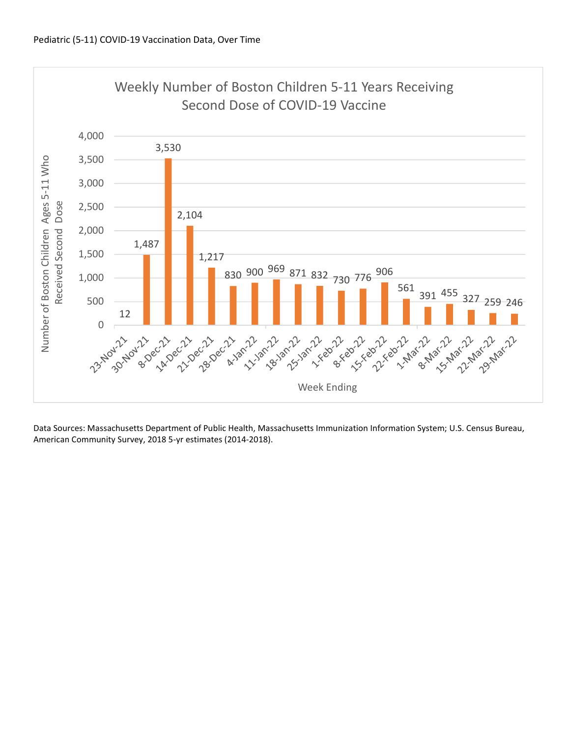Pediatric (5-11) COVID-19 Vaccination Data, Over Time

**Weekly Number of Boston Children 5-11 Years Receiving Second Dose of COVID-19 Vaccine**

| Week Ending | Number of Boston Children Ages 5-11 Who Received Second Dose |
| --- | --- |
| 23-Nov-21 | 12 |
| 30-Nov-21 | 1,487 |
| 8-Dec-21 | 3,530 |
| 14-Dec-21 | 2,104 |
| 21-Dec-21 | 1,217 |
| 28-Dec-21 | 830 |
| 4-Jan-22 | 900 |
| 11-Jan-22 | 969 |
| 18-Jan-22 | 871 |
| 25-Jan-22 | 832 |
| 1-Feb-22 | 730 |
| 8-Feb-22 | 776 |
| 15-Feb-22 | 906 |
| 22-Feb-22 | 561 |
| 1-Mar-22 | 391 |
| 8-Mar-22 | 455 |
| 15-Mar-22 | 327 |
| 22-Mar-22 | 259 |
| 29-Mar-22 | 246 |

Data Sources: Massachusetts Department of Public Health, Massachusetts Immunization Information System; U.S. Census Bureau, American Community Survey, 2018 5-yr estimates (2014-2018).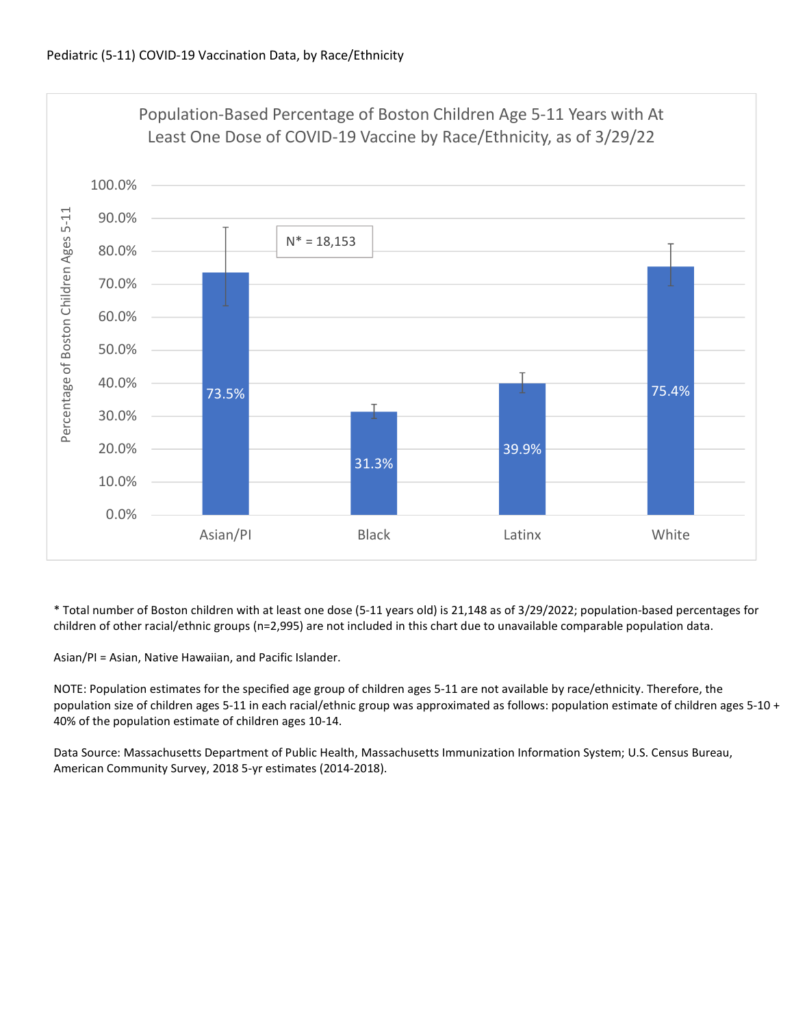Pediatric (5-11) COVID-19 Vaccination Data, by Race/Ethnicity

**Population-Based Percentage of Boston Children Age 5-11 Years with At Least One Dose of COVID-19 Vaccine by Race/Ethnicity, as of 3/29/22**

N* = 18,153

| Race/Ethnicity | Percentage of Boston Children Ages 5-11 |
|---|---|
| Asian/PI | 73.5% |
| Black | 31.3% |
| Latinx | 39.9% |
| White | 75.4% |

* Total number of Boston children with at least one dose (5-11 years old) is 21,148 as of 3/29/2022; population-based percentages for children of other racial/ethnic groups (n=2,995) are not included in this chart due to unavailable comparable population data.

Asian/PI = Asian, Native Hawaiian, and Pacific Islander.

NOTE: Population estimates for the specified age group of children ages 5-11 are not available by race/ethnicity. Therefore, the population size of children ages 5-11 in each racial/ethnic group was approximated as follows: population estimate of children ages 5-10 + 40% of the population estimate of children ages 10-14.

Data Source: Massachusetts Department of Public Health, Massachusetts Immunization Information System; U.S. Census Bureau, American Community Survey, 2018 5-yr estimates (2014-2018).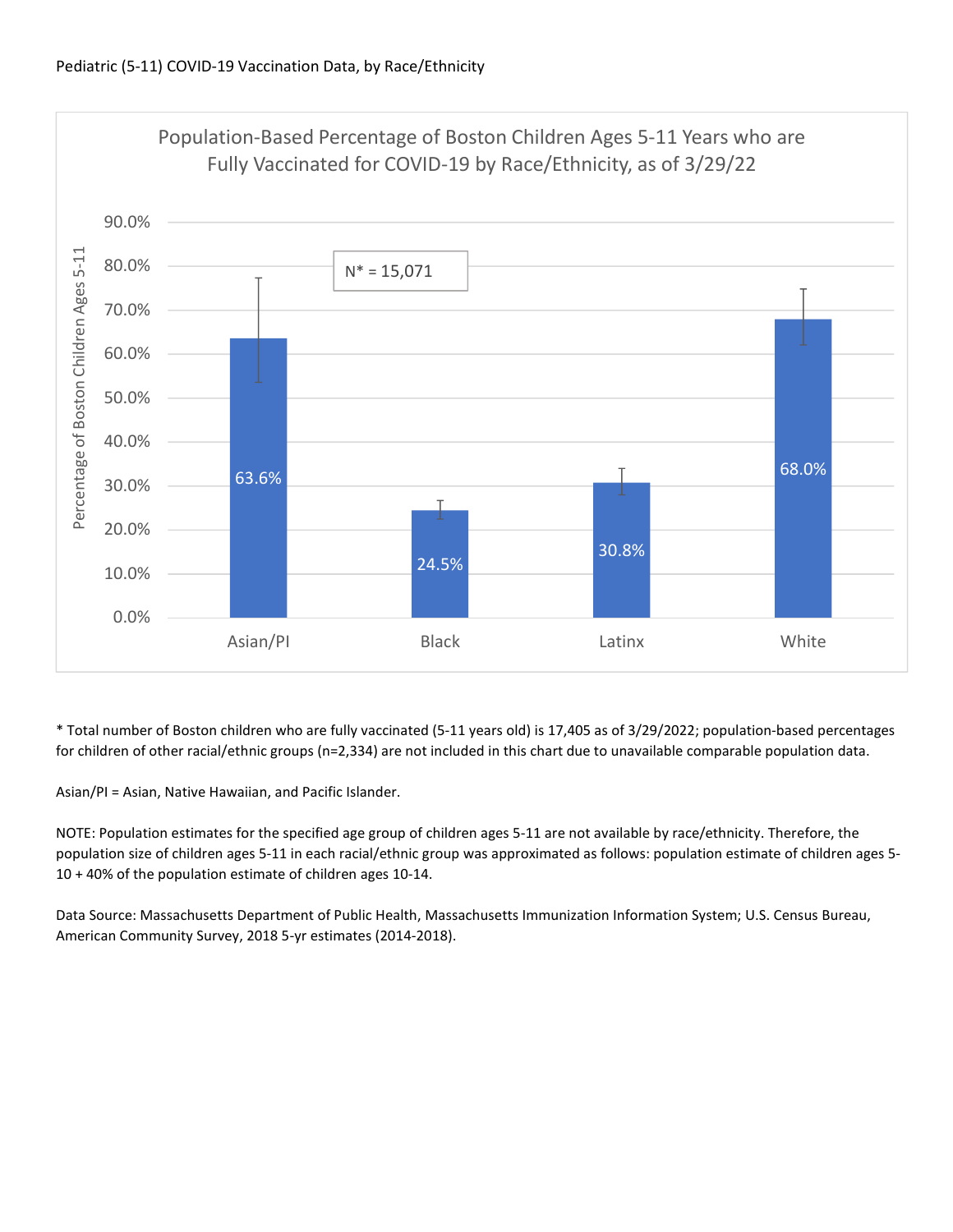Pediatric (5-11) COVID-19 Vaccination Data, by Race/Ethnicity

Population-Based Percentage of Boston Children Ages 5-11 Years who are Fully Vaccinated for COVID-19 by Race/Ethnicity, as of 3/29/22

N* = 15,071

| Race/Ethnicity | Percentage of Boston Children Ages 5-11 |
|---|---|
| Asian/PI | 63.6% |
| Black | 24.5% |
| Latinx | 30.8% |
| White | 68.0% |

* Total number of Boston children who are fully vaccinated (5-11 years old) is 17,405 as of 3/29/2022; population-based percentages for children of other racial/ethnic groups (n=2,334) are not included in this chart due to unavailable comparable population data.

Asian/PI = Asian, Native Hawaiian, and Pacific Islander.

NOTE: Population estimates for the specified age group of children ages 5-11 are not available by race/ethnicity. Therefore, the population size of children ages 5-11 in each racial/ethnic group was approximated as follows: population estimate of children ages 5-10 + 40% of the population estimate of children ages 10-14.

Data Source: Massachusetts Department of Public Health, Massachusetts Immunization Information System; U.S. Census Bureau, American Community Survey, 2018 5-yr estimates (2014-2018).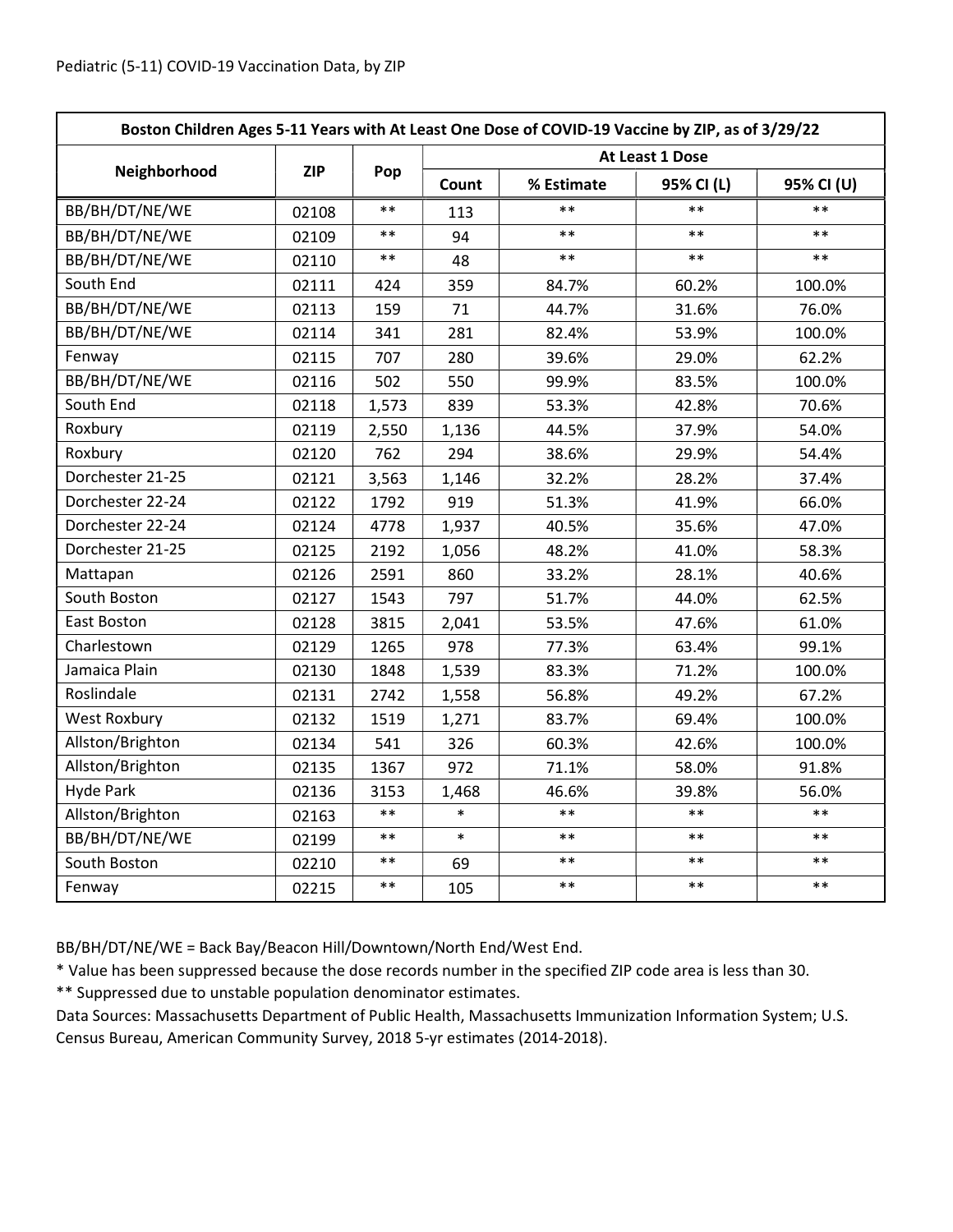Pediatric (5-11) COVID-19 Vaccination Data, by ZIP

| Boston Children Ages 5-11 Years with At Least One Dose of COVID-19 Vaccine by ZIP, as of 3/29/22 | | | | | | |
|---|---|---|---|---|---|---|
| Neighborhood | ZIP | Pop | At Least 1 Dose | | | |
| | | | Count | % Estimate | 95% CI (L) | 95% CI (U) |
| BB/BH/DT/NE/WE | 02108 | ** | 113 | ** | ** | ** |
| BB/BH/DT/NE/WE | 02109 | ** | 94 | ** | ** | ** |
| BB/BH/DT/NE/WE | 02110 | ** | 48 | ** | ** | ** |
| South End | 02111 | 424 | 359 | 84.7% | 60.2% | 100.0% |
| BB/BH/DT/NE/WE | 02113 | 159 | 71 | 44.7% | 31.6% | 76.0% |
| BB/BH/DT/NE/WE | 02114 | 341 | 281 | 82.4% | 53.9% | 100.0% |
| Fenway | 02115 | 707 | 280 | 39.6% | 29.0% | 62.2% |
| BB/BH/DT/NE/WE | 02116 | 502 | 550 | 99.9% | 83.5% | 100.0% |
| South End | 02118 | 1,573 | 839 | 53.3% | 42.8% | 70.6% |
| Roxbury | 02119 | 2,550 | 1,136 | 44.5% | 37.9% | 54.0% |
| Roxbury | 02120 | 762 | 294 | 38.6% | 29.9% | 54.4% |
| Dorchester 21-25 | 02121 | 3,563 | 1,146 | 32.2% | 28.2% | 37.4% |
| Dorchester 22-24 | 02122 | 1792 | 919 | 51.3% | 41.9% | 66.0% |
| Dorchester 22-24 | 02124 | 4778 | 1,937 | 40.5% | 35.6% | 47.0% |
| Dorchester 21-25 | 02125 | 2192 | 1,056 | 48.2% | 41.0% | 58.3% |
| Mattapan | 02126 | 2591 | 860 | 33.2% | 28.1% | 40.6% |
| South Boston | 02127 | 1543 | 797 | 51.7% | 44.0% | 62.5% |
| East Boston | 02128 | 3815 | 2,041 | 53.5% | 47.6% | 61.0% |
| Charlestown | 02129 | 1265 | 978 | 77.3% | 63.4% | 99.1% |
| Jamaica Plain | 02130 | 1848 | 1,539 | 83.3% | 71.2% | 100.0% |
| Roslindale | 02131 | 2742 | 1,558 | 56.8% | 49.2% | 67.2% |
| West Roxbury | 02132 | 1519 | 1,271 | 83.7% | 69.4% | 100.0% |
| Allston/Brighton | 02134 | 541 | 326 | 60.3% | 42.6% | 100.0% |
| Allston/Brighton | 02135 | 1367 | 972 | 71.1% | 58.0% | 91.8% |
| Hyde Park | 02136 | 3153 | 1,468 | 46.6% | 39.8% | 56.0% |
| Allston/Brighton | 02163 | ** | * | ** | ** | ** |
| BB/BH/DT/NE/WE | 02199 | ** | * | ** | ** | ** |
| South Boston | 02210 | ** | 69 | ** | ** | ** |
| Fenway | 02215 | ** | 105 | ** | ** | ** |

BB/BH/DT/NE/WE = Back Bay/Beacon Hill/Downtown/North End/West End.

* Value has been suppressed because the dose records number in the specified ZIP code area is less than 30.

** Suppressed due to unstable population denominator estimates.

Data Sources: Massachusetts Department of Public Health, Massachusetts Immunization Information System; U.S. Census Bureau, American Community Survey, 2018 5-yr estimates (2014-2018).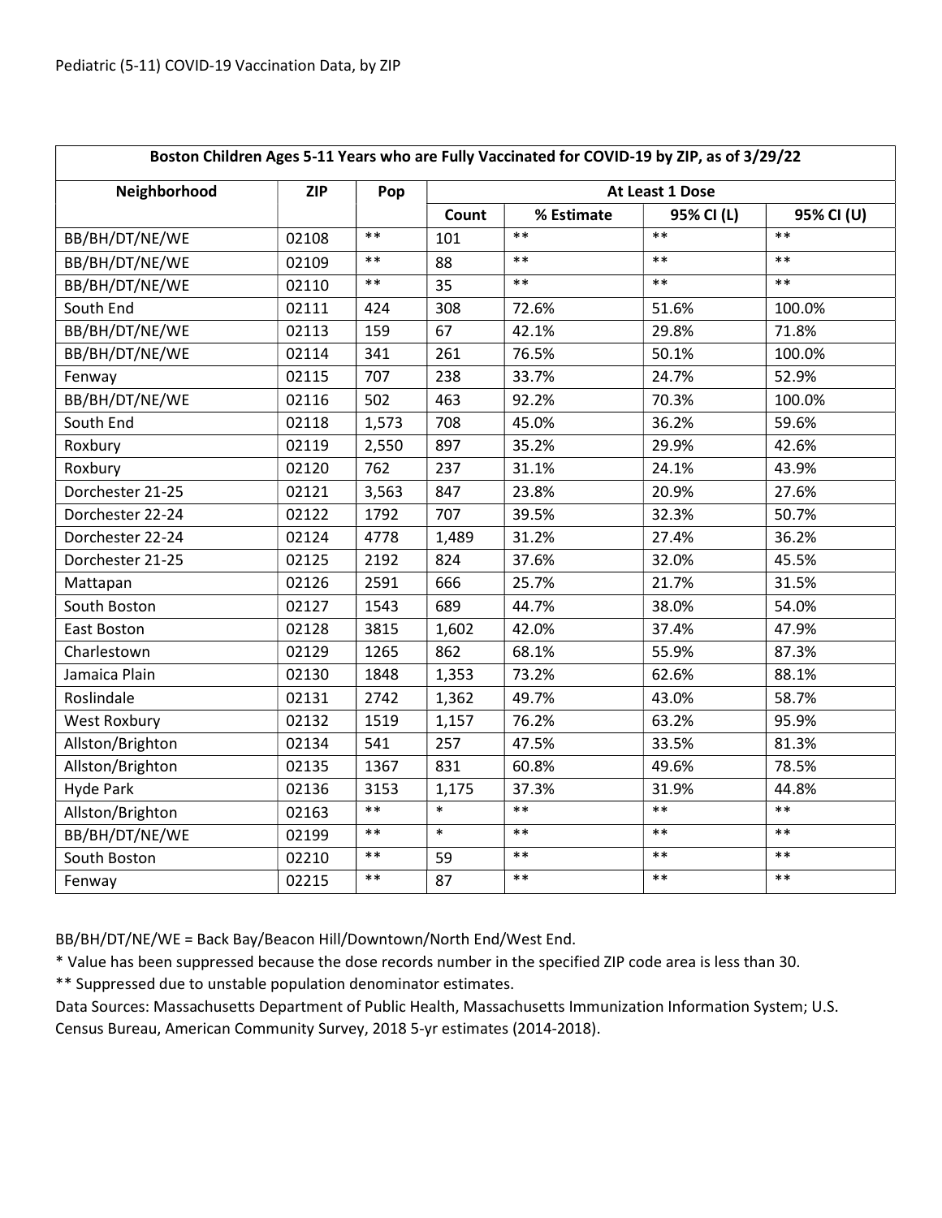Pediatric (5-11) COVID-19 Vaccination Data, by ZIP

| Boston Children Ages 5-11 Years who are Fully Vaccinated for COVID-19 by ZIP, as of 3/29/22 | | | | | | |
|---|---|---|---|---|---|---|
| Neighborhood | ZIP | Pop | At Least 1 Dose | | | |
| | | | Count | % Estimate | 95% CI (L) | 95% CI (U) |
| BB/BH/DT/NE/WE | 02108 | ** | 101 | ** | ** | ** |
| BB/BH/DT/NE/WE | 02109 | ** | 88 | ** | ** | ** |
| BB/BH/DT/NE/WE | 02110 | ** | 35 | ** | ** | ** |
| South End | 02111 | 424 | 308 | 72.6% | 51.6% | 100.0% |
| BB/BH/DT/NE/WE | 02113 | 159 | 67 | 42.1% | 29.8% | 71.8% |
| BB/BH/DT/NE/WE | 02114 | 341 | 261 | 76.5% | 50.1% | 100.0% |
| Fenway | 02115 | 707 | 238 | 33.7% | 24.7% | 52.9% |
| BB/BH/DT/NE/WE | 02116 | 502 | 463 | 92.2% | 70.3% | 100.0% |
| South End | 02118 | 1,573 | 708 | 45.0% | 36.2% | 59.6% |
| Roxbury | 02119 | 2,550 | 897 | 35.2% | 29.9% | 42.6% |
| Roxbury | 02120 | 762 | 237 | 31.1% | 24.1% | 43.9% |
| Dorchester 21-25 | 02121 | 3,563 | 847 | 23.8% | 20.9% | 27.6% |
| Dorchester 22-24 | 02122 | 1792 | 707 | 39.5% | 32.3% | 50.7% |
| Dorchester 22-24 | 02124 | 4778 | 1,489 | 31.2% | 27.4% | 36.2% |
| Dorchester 21-25 | 02125 | 2192 | 824 | 37.6% | 32.0% | 45.5% |
| Mattapan | 02126 | 2591 | 666 | 25.7% | 21.7% | 31.5% |
| South Boston | 02127 | 1543 | 689 | 44.7% | 38.0% | 54.0% |
| East Boston | 02128 | 3815 | 1,602 | 42.0% | 37.4% | 47.9% |
| Charlestown | 02129 | 1265 | 862 | 68.1% | 55.9% | 87.3% |
| Jamaica Plain | 02130 | 1848 | 1,353 | 73.2% | 62.6% | 88.1% |
| Roslindale | 02131 | 2742 | 1,362 | 49.7% | 43.0% | 58.7% |
| West Roxbury | 02132 | 1519 | 1,157 | 76.2% | 63.2% | 95.9% |
| Allston/Brighton | 02134 | 541 | 257 | 47.5% | 33.5% | 81.3% |
| Allston/Brighton | 02135 | 1367 | 831 | 60.8% | 49.6% | 78.5% |
| Hyde Park | 02136 | 3153 | 1,175 | 37.3% | 31.9% | 44.8% |
| Allston/Brighton | 02163 | ** | * | ** | ** | ** |
| BB/BH/DT/NE/WE | 02199 | ** | * | ** | ** | ** |
| South Boston | 02210 | ** | 59 | ** | ** | ** |
| Fenway | 02215 | ** | 87 | ** | ** | ** |

BB/BH/DT/NE/WE = Back Bay/Beacon Hill/Downtown/North End/West End.

* Value has been suppressed because the dose records number in the specified ZIP code area is less than 30.

** Suppressed due to unstable population denominator estimates.

Data Sources: Massachusetts Department of Public Health, Massachusetts Immunization Information System; U.S. Census Bureau, American Community Survey, 2018 5-yr estimates (2014-2018).